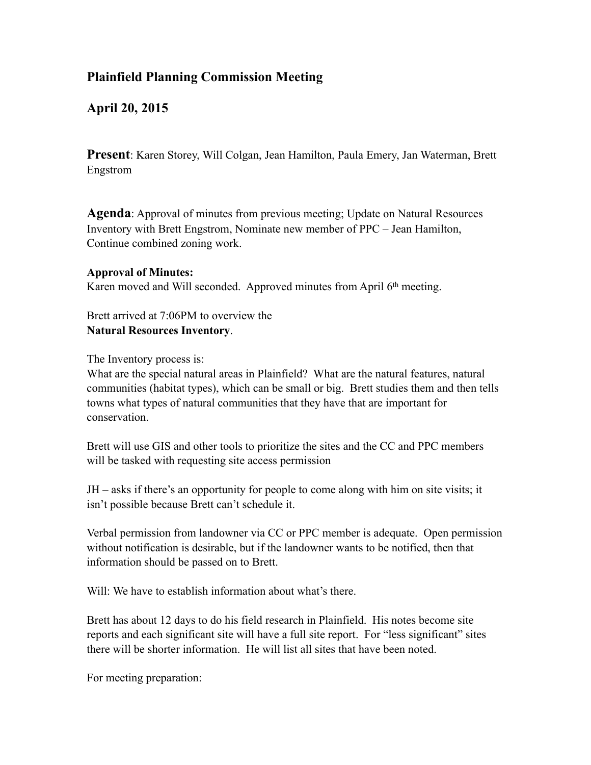## Plainfield Planning Commission Meeting

## April 20, 2015

**Present**: Karen Storey, Will Colgan, Jean Hamilton, Paula Emery, Jan Waterman, Brett Engstrom

**Agenda**: Approval of minutes from previous meeting; Update on Natural Resources Inventory with Brett Engstrom, Nominate new member of PPC – Jean Hamilton, Continue combined zoning work.

**Approval of Minutes:**
Karen moved and Will seconded. Approved minutes from April 6th meeting.

Brett arrived at 7:06PM to overview the
**Natural Resources Inventory**.

The Inventory process is:
What are the special natural areas in Plainfield? What are the natural features, natural communities (habitat types), which can be small or big. Brett studies them and then tells towns what types of natural communities that they have that are important for conservation.

Brett will use GIS and other tools to prioritize the sites and the CC and PPC members will be tasked with requesting site access permission

JH – asks if there's an opportunity for people to come along with him on site visits; it isn't possible because Brett can't schedule it.

Verbal permission from landowner via CC or PPC member is adequate. Open permission without notification is desirable, but if the landowner wants to be notified, then that information should be passed on to Brett.

Will: We have to establish information about what's there.

Brett has about 12 days to do his field research in Plainfield. His notes become site reports and each significant site will have a full site report. For "less significant" sites there will be shorter information. He will list all sites that have been noted.

For meeting preparation: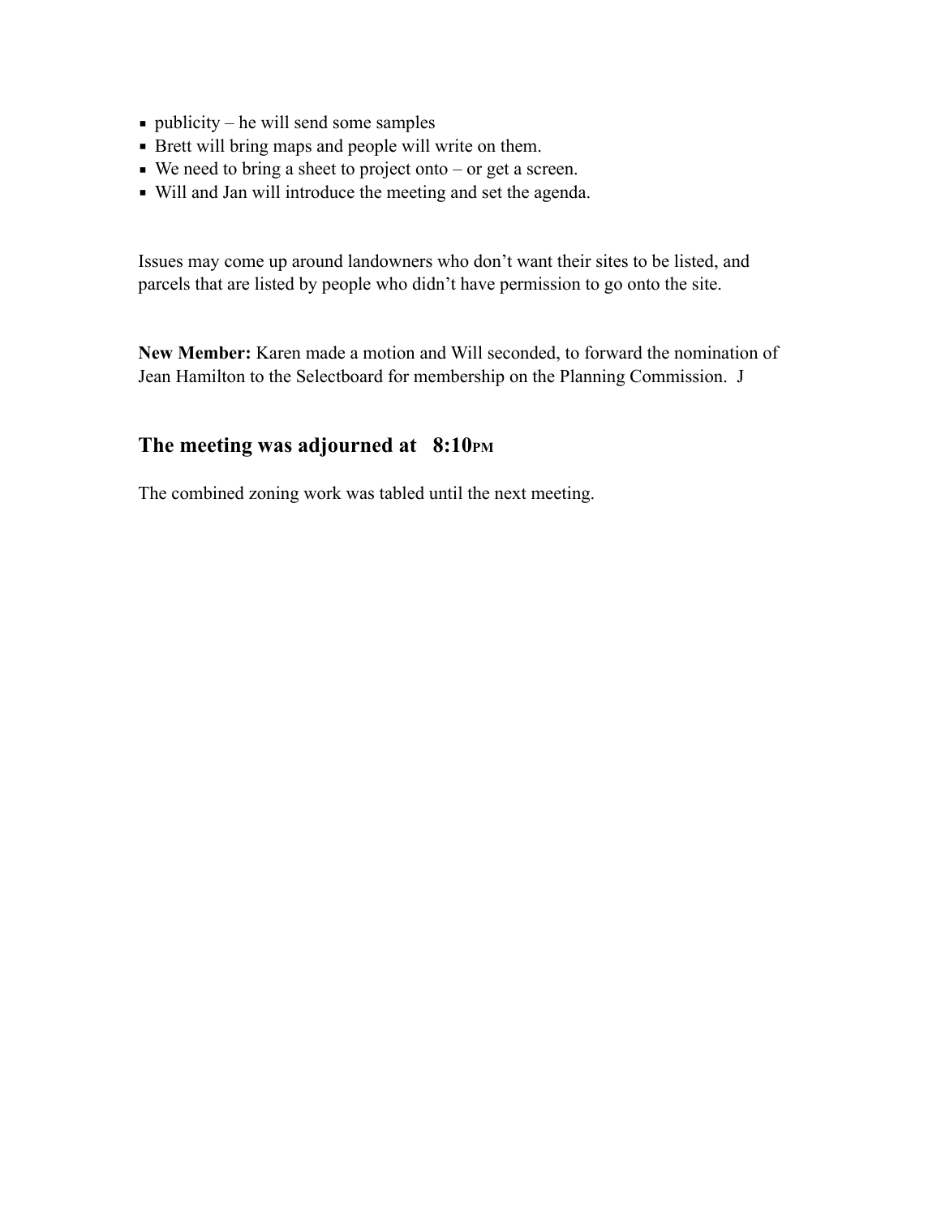- publicity – he will send some samples
- Brett will bring maps and people will write on them.
- We need to bring a sheet to project onto – or get a screen.
- Will and Jan will introduce the meeting and set the agenda.

Issues may come up around landowners who don't want their sites to be listed, and parcels that are listed by people who didn't have permission to go onto the site.

**New Member:** Karen made a motion and Will seconded, to forward the nomination of Jean Hamilton to the Selectboard for membership on the Planning Commission. J

## The meeting was adjourned at 8:10PM

The combined zoning work was tabled until the next meeting.